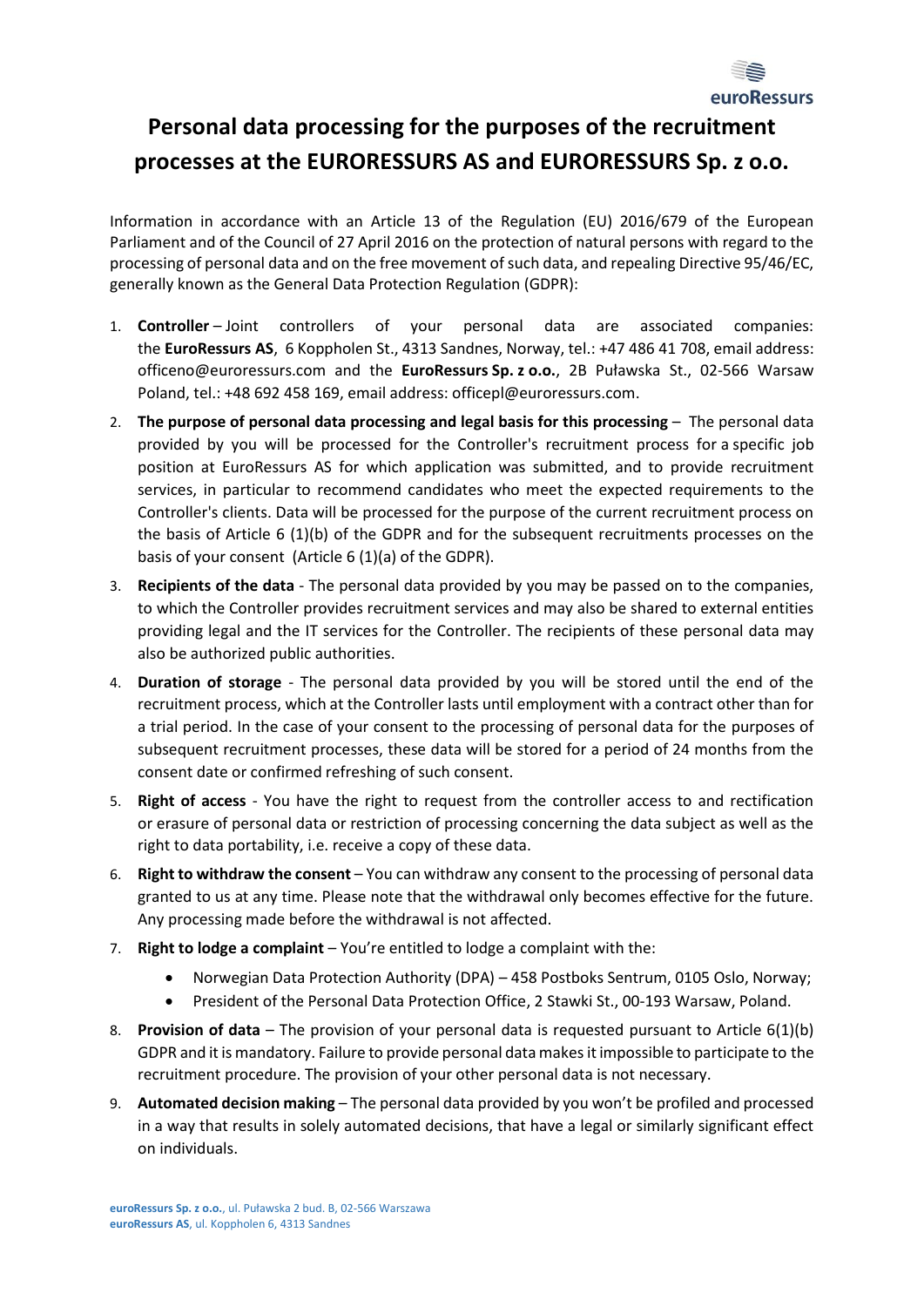# Personal data processing for the purposes of the recruitment processes at the EURORESSURS AS and EURORESSURS Sp. z o.o.

Information in accordance with an Article 13 of the Regulation (EU) 2016/679 of the European Parliament and of the Council of 27 April 2016 on the protection of natural persons with regard to the processing of personal data and on the free movement of such data, and repealing Directive 95/46/EC, generally known as the General Data Protection Regulation (GDPR):

1. **Controller** – Joint controllers of your personal data are associated companies: the **EuroRessurs AS**, 6 Koppholen St., 4313 Sandnes, Norway, tel.: +47 486 41 708, email address: officeno@euroressurs.com and the **EuroRessurs Sp. z o.o.**, 2B Puławska St., 02-566 Warsaw Poland, tel.: +48 692 458 169, email address: officepl@euroressurs.com.
2. **The purpose of personal data processing and legal basis for this processing** – The personal data provided by you will be processed for the Controller's recruitment process for a specific job position at EuroRessurs AS for which application was submitted, and to provide recruitment services, in particular to recommend candidates who meet the expected requirements to the Controller's clients. Data will be processed for the purpose of the current recruitment process on the basis of Article 6 (1)(b) of the GDPR and for the subsequent recruitments processes on the basis of your consent (Article 6 (1)(a) of the GDPR).
3. **Recipients of the data** - The personal data provided by you may be passed on to the companies, to which the Controller provides recruitment services and may also be shared to external entities providing legal and the IT services for the Controller. The recipients of these personal data may also be authorized public authorities.
4. **Duration of storage** - The personal data provided by you will be stored until the end of the recruitment process, which at the Controller lasts until employment with a contract other than for a trial period. In the case of your consent to the processing of personal data for the purposes of subsequent recruitment processes, these data will be stored for a period of 24 months from the consent date or confirmed refreshing of such consent.
5. **Right of access** - You have the right to request from the controller access to and rectification or erasure of personal data or restriction of processing concerning the data subject as well as the right to data portability, i.e. receive a copy of these data.
6. **Right to withdraw the consent** – You can withdraw any consent to the processing of personal data granted to us at any time. Please note that the withdrawal only becomes effective for the future. Any processing made before the withdrawal is not affected.
7. **Right to lodge a complaint** – You're entitled to lodge a complaint with the:
   - Norwegian Data Protection Authority (DPA) – 458 Postboks Sentrum, 0105 Oslo, Norway;
   - President of the Personal Data Protection Office, 2 Stawki St., 00-193 Warsaw, Poland.
8. **Provision of data** – The provision of your personal data is requested pursuant to Article 6(1)(b) GDPR and it is mandatory. Failure to provide personal data makes it impossible to participate to the recruitment procedure. The provision of your other personal data is not necessary.
9. **Automated decision making** – The personal data provided by you won't be profiled and processed in a way that results in solely automated decisions, that have a legal or similarly significant effect on individuals.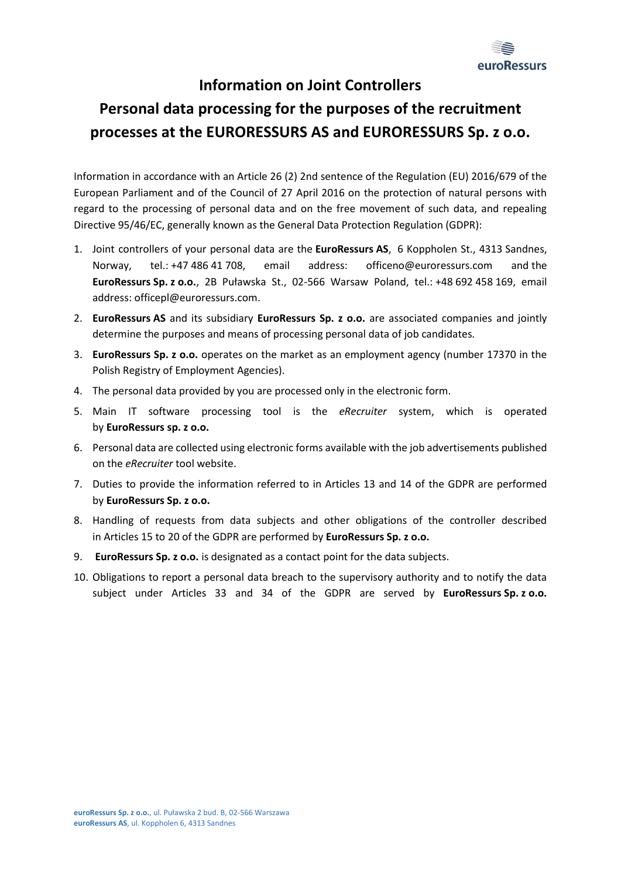# Information on Joint Controllers

## Personal data processing for the purposes of the recruitment processes at the EURORESSURS AS and EURORESSURS Sp. z o.o.

Information in accordance with an Article 26 (2) 2nd sentence of the Regulation (EU) 2016/679 of the European Parliament and of the Council of 27 April 2016 on the protection of natural persons with regard to the processing of personal data and on the free movement of such data, and repealing Directive 95/46/EC, generally known as the General Data Protection Regulation (GDPR):

1. Joint controllers of your personal data are the **EuroRessurs AS**, 6 Koppholen St., 4313 Sandnes, Norway, tel.: +47 486 41 708, email address: officeno@euroressurs.com and the **EuroRessurs Sp. z o.o.**, 2B Puławska St., 02-566 Warsaw Poland, tel.: +48 692 458 169, email address: officepl@euroressurs.com.
2. **EuroRessurs AS** and its subsidiary **EuroRessurs Sp. z o.o.** are associated companies and jointly determine the purposes and means of processing personal data of job candidates.
3. **EuroRessurs Sp. z o.o.** operates on the market as an employment agency (number 17370 in the Polish Registry of Employment Agencies).
4. The personal data provided by you are processed only in the electronic form.
5. Main IT software processing tool is the *eRecruiter* system, which is operated by **EuroRessurs sp. z o.o.**
6. Personal data are collected using electronic forms available with the job advertisements published on the *eRecruiter* tool website.
7. Duties to provide the information referred to in Articles 13 and 14 of the GDPR are performed by **EuroRessurs Sp. z o.o.**
8. Handling of requests from data subjects and other obligations of the controller described in Articles 15 to 20 of the GDPR are performed by **EuroRessurs Sp. z o.o.**
9. **EuroRessurs Sp. z o.o.** is designated as a contact point for the data subjects.
10. Obligations to report a personal data breach to the supervisory authority and to notify the data subject under Articles 33 and 34 of the GDPR are served by **EuroRessurs Sp. z o.o.**